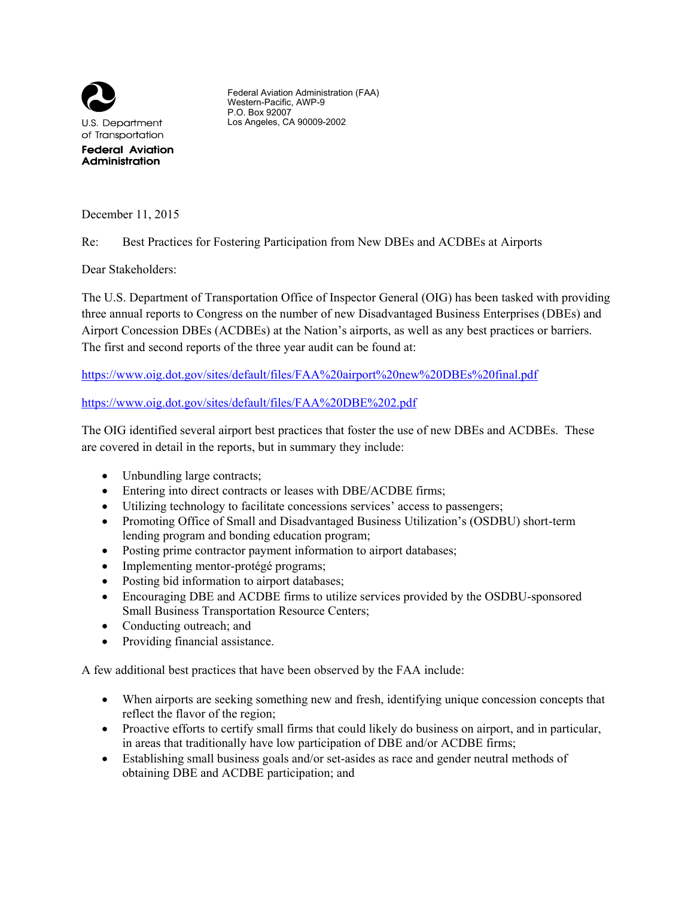U.S. Department of Transportation
**Federal Aviation Administration**

Federal Aviation Administration (FAA)
Western-Pacific, AWP-9
P.O. Box 92007
Los Angeles, CA 90009-2002

December 11, 2015

Re: Best Practices for Fostering Participation from New DBEs and ACDBEs at Airports

Dear Stakeholders:

The U.S. Department of Transportation Office of Inspector General (OIG) has been tasked with providing three annual reports to Congress on the number of new Disadvantaged Business Enterprises (DBEs) and Airport Concession DBEs (ACDBEs) at the Nation's airports, as well as any best practices or barriers. The first and second reports of the three year audit can be found at:

https://www.oig.dot.gov/sites/default/files/FAA%20airport%20new%20DBEs%20final.pdf

https://www.oig.dot.gov/sites/default/files/FAA%20DBE%202.pdf

The OIG identified several airport best practices that foster the use of new DBEs and ACDBEs. These are covered in detail in the reports, but in summary they include:

- Unbundling large contracts;
- Entering into direct contracts or leases with DBE/ACDBE firms;
- Utilizing technology to facilitate concessions services' access to passengers;
- Promoting Office of Small and Disadvantaged Business Utilization's (OSDBU) short-term lending program and bonding education program;
- Posting prime contractor payment information to airport databases;
- Implementing mentor-protégé programs;
- Posting bid information to airport databases;
- Encouraging DBE and ACDBE firms to utilize services provided by the OSDBU-sponsored Small Business Transportation Resource Centers;
- Conducting outreach; and
- Providing financial assistance.

A few additional best practices that have been observed by the FAA include:

- When airports are seeking something new and fresh, identifying unique concession concepts that reflect the flavor of the region;
- Proactive efforts to certify small firms that could likely do business on airport, and in particular, in areas that traditionally have low participation of DBE and/or ACDBE firms;
- Establishing small business goals and/or set-asides as race and gender neutral methods of obtaining DBE and ACDBE participation; and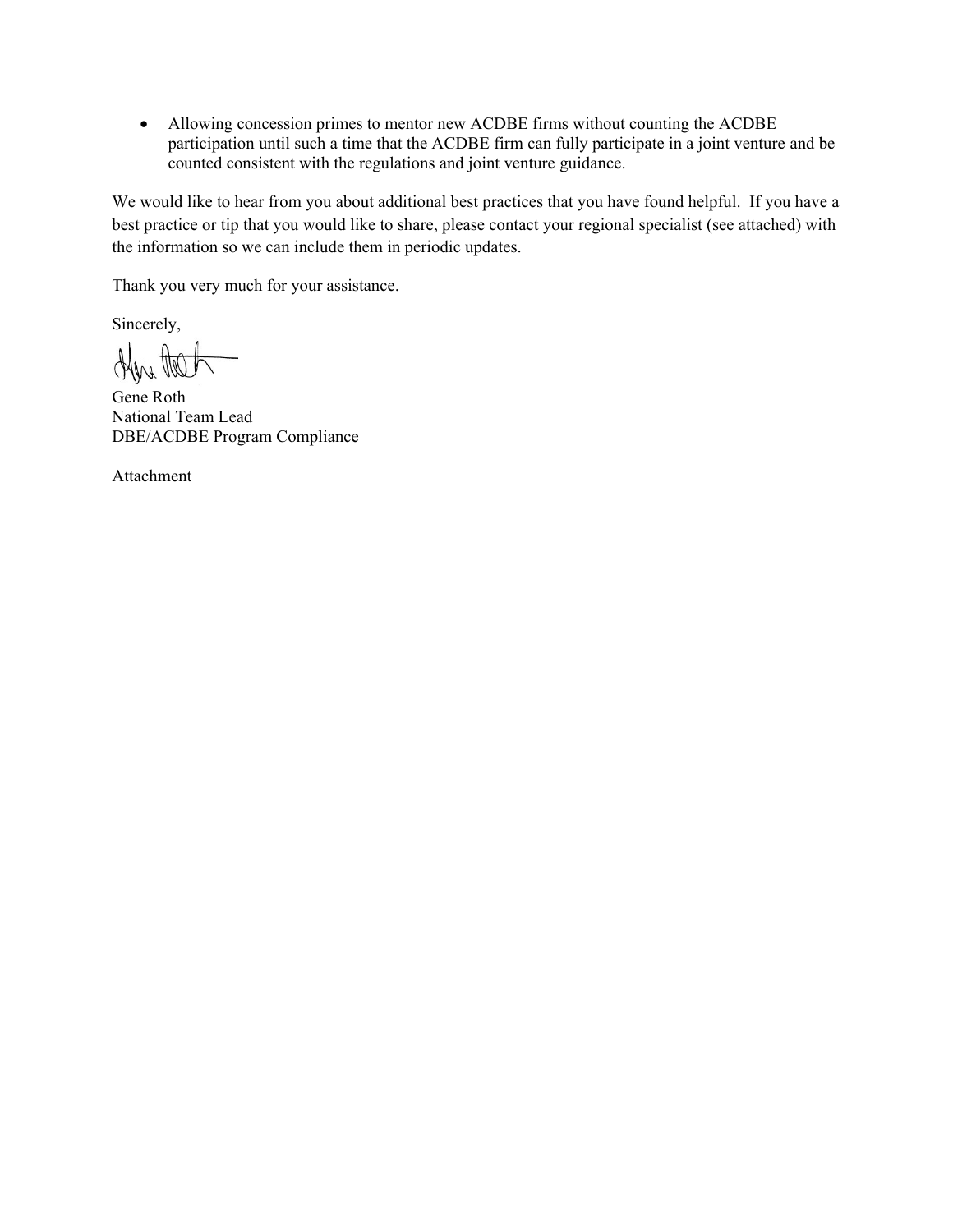- Allowing concession primes to mentor new ACDBE firms without counting the ACDBE participation until such a time that the ACDBE firm can fully participate in a joint venture and be counted consistent with the regulations and joint venture guidance.

We would like to hear from you about additional best practices that you have found helpful. If you have a best practice or tip that you would like to share, please contact your regional specialist (see attached) with the information so we can include them in periodic updates.

Thank you very much for your assistance.

Sincerely,

Gene Roth
National Team Lead
DBE/ACDBE Program Compliance

Attachment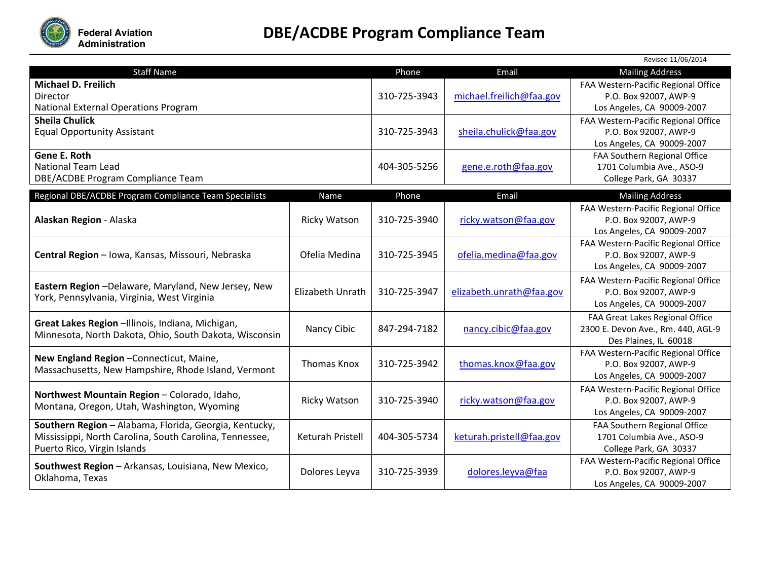Federal Aviation Administration

# DBE/ACDBE Program Compliance Team

Revised 11/06/2014

| Staff Name | Phone | Email | Mailing Address |
|---|---|---|---|
| **Michael D. Freilich**<br>Director<br>National External Operations Program | 310-725-3943 | michael.freilich@faa.gov | FAA Western-Pacific Regional Office<br>P.O. Box 92007, AWP-9<br>Los Angeles, CA 90009-2007 |
| **Sheila Chulick**<br>Equal Opportunity Assistant | 310-725-3943 | sheila.chulick@faa.gov | FAA Western-Pacific Regional Office<br>P.O. Box 92007, AWP-9<br>Los Angeles, CA 90009-2007 |
| **Gene E. Roth**<br>National Team Lead<br>DBE/ACDBE Program Compliance Team | 404-305-5256 | gene.e.roth@faa.gov | FAA Southern Regional Office<br>1701 Columbia Ave., ASO-9<br>College Park, GA 30337 |

| Regional DBE/ACDBE Program Compliance Team Specialists | Name | Phone | Email | Mailing Address |
|---|---|---|---|---|
| **Alaskan Region** - Alaska | Ricky Watson | 310-725-3940 | ricky.watson@faa.gov | FAA Western-Pacific Regional Office<br>P.O. Box 92007, AWP-9<br>Los Angeles, CA 90009-2007 |
| **Central Region** – Iowa, Kansas, Missouri, Nebraska | Ofelia Medina | 310-725-3945 | ofelia.medina@faa.gov | FAA Western-Pacific Regional Office<br>P.O. Box 92007, AWP-9<br>Los Angeles, CA 90009-2007 |
| **Eastern Region** –Delaware, Maryland, New Jersey, New York, Pennsylvania, Virginia, West Virginia | Elizabeth Unrath | 310-725-3947 | elizabeth.unrath@faa.gov | FAA Western-Pacific Regional Office<br>P.O. Box 92007, AWP-9<br>Los Angeles, CA 90009-2007 |
| **Great Lakes Region** –Illinois, Indiana, Michigan, Minnesota, North Dakota, Ohio, South Dakota, Wisconsin | Nancy Cibic | 847-294-7182 | nancy.cibic@faa.gov | FAA Great Lakes Regional Office<br>2300 E. Devon Ave., Rm. 440, AGL-9<br>Des Plaines, IL 60018 |
| **New England Region** –Connecticut, Maine, Massachusetts, New Hampshire, Rhode Island, Vermont | Thomas Knox | 310-725-3942 | thomas.knox@faa.gov | FAA Western-Pacific Regional Office<br>P.O. Box 92007, AWP-9<br>Los Angeles, CA 90009-2007 |
| **Northwest Mountain Region** – Colorado, Idaho, Montana, Oregon, Utah, Washington, Wyoming | Ricky Watson | 310-725-3940 | ricky.watson@faa.gov | FAA Western-Pacific Regional Office<br>P.O. Box 92007, AWP-9<br>Los Angeles, CA 90009-2007 |
| **Southern Region** – Alabama, Florida, Georgia, Kentucky, Mississippi, North Carolina, South Carolina, Tennessee, Puerto Rico, Virgin Islands | Keturah Pristell | 404-305-5734 | keturah.pristell@faa.gov | FAA Southern Regional Office<br>1701 Columbia Ave., ASO-9<br>College Park, GA 30337 |
| **Southwest Region** – Arkansas, Louisiana, New Mexico, Oklahoma, Texas | Dolores Leyva | 310-725-3939 | dolores.leyva@faa | FAA Western-Pacific Regional Office<br>P.O. Box 92007, AWP-9<br>Los Angeles, CA 90009-2007 |